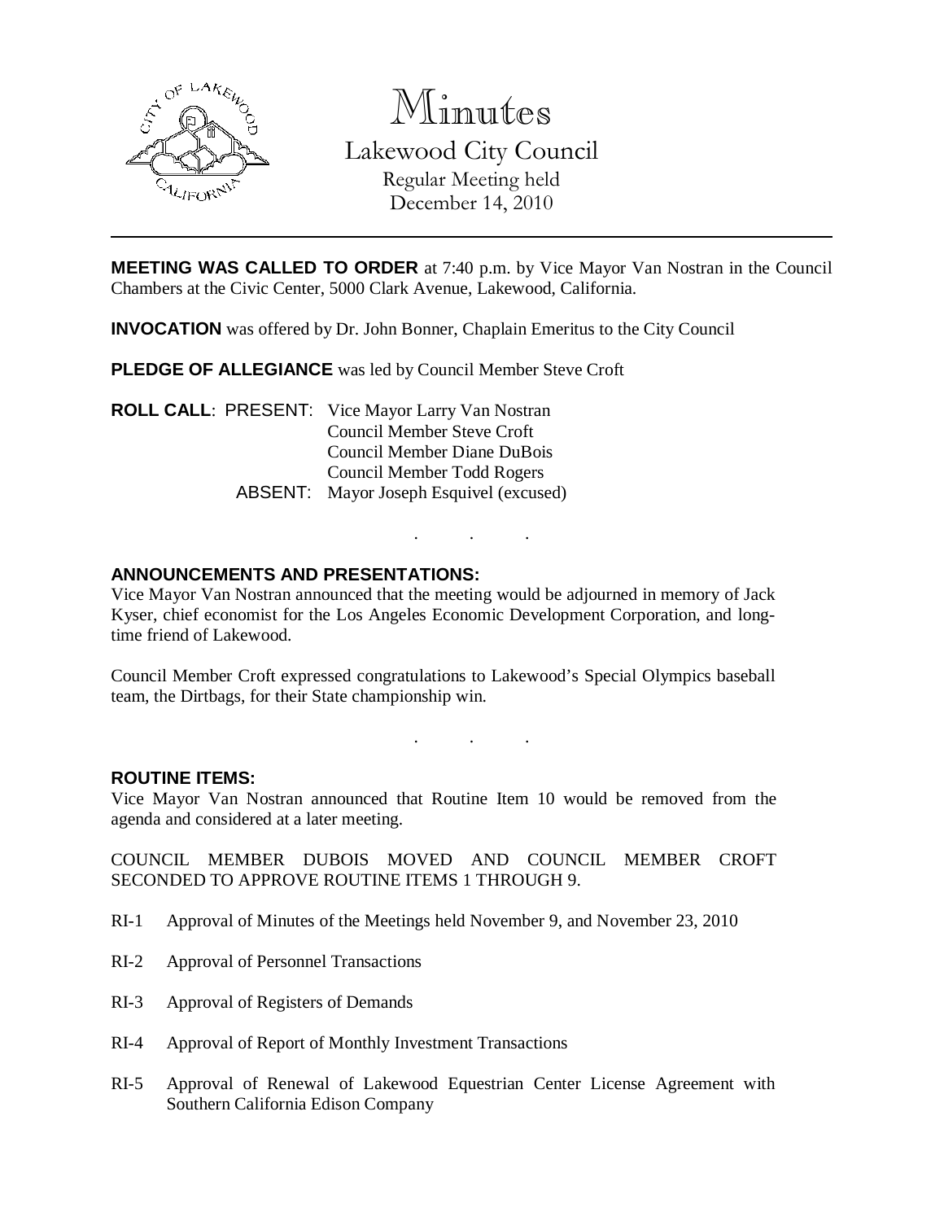# Minutes

Lakewood City Council

Regular Meeting held

December 14, 2010

---

**MEETING WAS CALLED TO ORDER** at 7:40 p.m. by Vice Mayor Van Nostran in the Council Chambers at the Civic Center, 5000 Clark Avenue, Lakewood, California.

**INVOCATION** was offered by Dr. John Bonner, Chaplain Emeritus to the City Council

**PLEDGE OF ALLEGIANCE** was led by Council Member Steve Croft

**ROLL CALL**: PRESENT: Vice Mayor Larry Van Nostran
Council Member Steve Croft
Council Member Diane DuBois
Council Member Todd Rogers
ABSENT: Mayor Joseph Esquivel (excused)

. . .

**ANNOUNCEMENTS AND PRESENTATIONS:**

Vice Mayor Van Nostran announced that the meeting would be adjourned in memory of Jack Kyser, chief economist for the Los Angeles Economic Development Corporation, and long-time friend of Lakewood.

Council Member Croft expressed congratulations to Lakewood's Special Olympics baseball team, the Dirtbags, for their State championship win.

. . .

**ROUTINE ITEMS:**

Vice Mayor Van Nostran announced that Routine Item 10 would be removed from the agenda and considered at a later meeting.

COUNCIL MEMBER DUBOIS MOVED AND COUNCIL MEMBER CROFT SECONDED TO APPROVE ROUTINE ITEMS 1 THROUGH 9.

RI-1 Approval of Minutes of the Meetings held November 9, and November 23, 2010

RI-2 Approval of Personnel Transactions

RI-3 Approval of Registers of Demands

RI-4 Approval of Report of Monthly Investment Transactions

RI-5 Approval of Renewal of Lakewood Equestrian Center License Agreement with Southern California Edison Company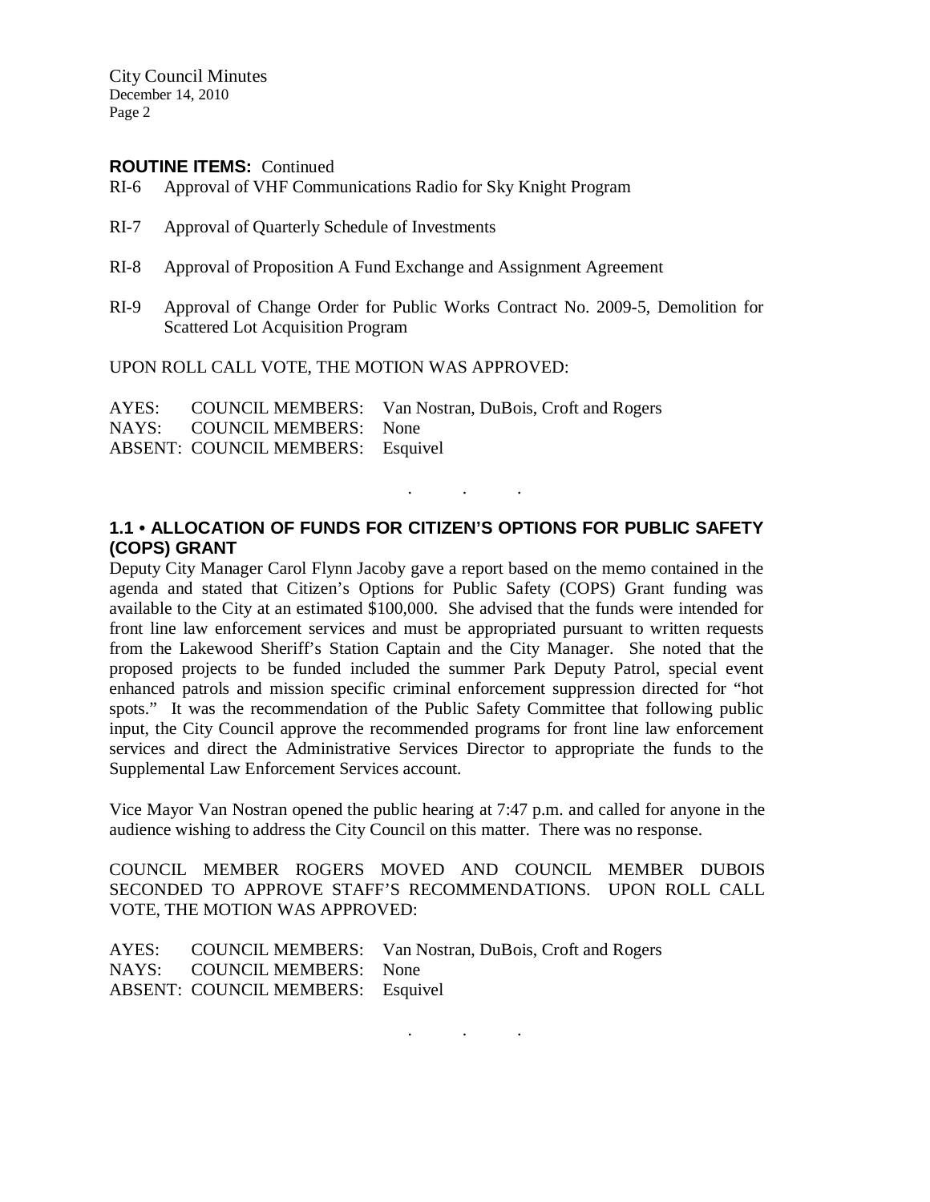**ROUTINE ITEMS:** Continued

RI-6 Approval of VHF Communications Radio for Sky Knight Program

RI-7 Approval of Quarterly Schedule of Investments

RI-8 Approval of Proposition A Fund Exchange and Assignment Agreement

RI-9 Approval of Change Order for Public Works Contract No. 2009-5, Demolition for Scattered Lot Acquisition Program

UPON ROLL CALL VOTE, THE MOTION WAS APPROVED:

AYES: COUNCIL MEMBERS: Van Nostran, DuBois, Croft and Rogers
NAYS: COUNCIL MEMBERS: None
ABSENT: COUNCIL MEMBERS: Esquivel

. . .

## 1.1 • ALLOCATION OF FUNDS FOR CITIZEN'S OPTIONS FOR PUBLIC SAFETY (COPS) GRANT

Deputy City Manager Carol Flynn Jacoby gave a report based on the memo contained in the agenda and stated that Citizen's Options for Public Safety (COPS) Grant funding was available to the City at an estimated $100,000. She advised that the funds were intended for front line law enforcement services and must be appropriated pursuant to written requests from the Lakewood Sheriff's Station Captain and the City Manager. She noted that the proposed projects to be funded included the summer Park Deputy Patrol, special event enhanced patrols and mission specific criminal enforcement suppression directed for "hot spots." It was the recommendation of the Public Safety Committee that following public input, the City Council approve the recommended programs for front line law enforcement services and direct the Administrative Services Director to appropriate the funds to the Supplemental Law Enforcement Services account.

Vice Mayor Van Nostran opened the public hearing at 7:47 p.m. and called for anyone in the audience wishing to address the City Council on this matter. There was no response.

COUNCIL MEMBER ROGERS MOVED AND COUNCIL MEMBER DUBOIS SECONDED TO APPROVE STAFF'S RECOMMENDATIONS. UPON ROLL CALL VOTE, THE MOTION WAS APPROVED:

AYES: COUNCIL MEMBERS: Van Nostran, DuBois, Croft and Rogers
NAYS: COUNCIL MEMBERS: None
ABSENT: COUNCIL MEMBERS: Esquivel

. . .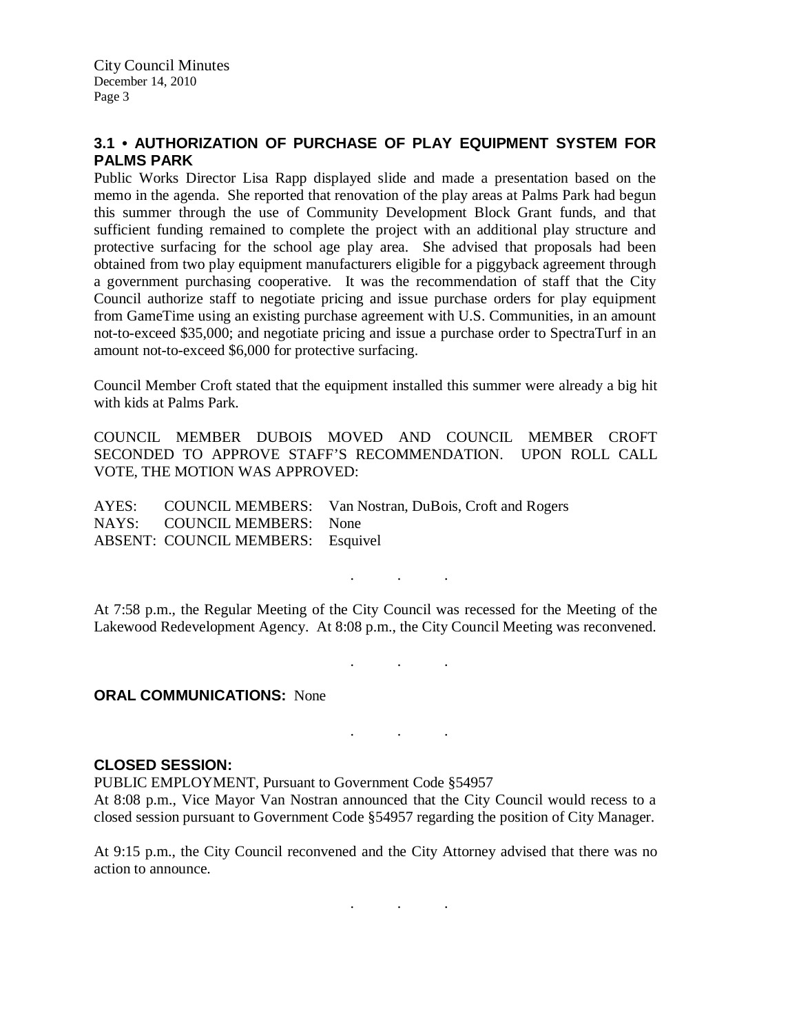### 3.1 • AUTHORIZATION OF PURCHASE OF PLAY EQUIPMENT SYSTEM FOR PALMS PARK

Public Works Director Lisa Rapp displayed slide and made a presentation based on the memo in the agenda. She reported that renovation of the play areas at Palms Park had begun this summer through the use of Community Development Block Grant funds, and that sufficient funding remained to complete the project with an additional play structure and protective surfacing for the school age play area. She advised that proposals had been obtained from two play equipment manufacturers eligible for a piggyback agreement through a government purchasing cooperative. It was the recommendation of staff that the City Council authorize staff to negotiate pricing and issue purchase orders for play equipment from GameTime using an existing purchase agreement with U.S. Communities, in an amount not-to-exceed $35,000; and negotiate pricing and issue a purchase order to SpectraTurf in an amount not-to-exceed $6,000 for protective surfacing.

Council Member Croft stated that the equipment installed this summer were already a big hit with kids at Palms Park.

COUNCIL MEMBER DUBOIS MOVED AND COUNCIL MEMBER CROFT SECONDED TO APPROVE STAFF'S RECOMMENDATION. UPON ROLL CALL VOTE, THE MOTION WAS APPROVED:

AYES: COUNCIL MEMBERS: Van Nostran, DuBois, Croft and Rogers
NAYS: COUNCIL MEMBERS: None
ABSENT: COUNCIL MEMBERS: Esquivel

. . .

At 7:58 p.m., the Regular Meeting of the City Council was recessed for the Meeting of the Lakewood Redevelopment Agency. At 8:08 p.m., the City Council Meeting was reconvened.

. . .

**ORAL COMMUNICATIONS:** None

. . .

**CLOSED SESSION:**

PUBLIC EMPLOYMENT, Pursuant to Government Code §54957

At 8:08 p.m., Vice Mayor Van Nostran announced that the City Council would recess to a closed session pursuant to Government Code §54957 regarding the position of City Manager.

At 9:15 p.m., the City Council reconvened and the City Attorney advised that there was no action to announce.

. . .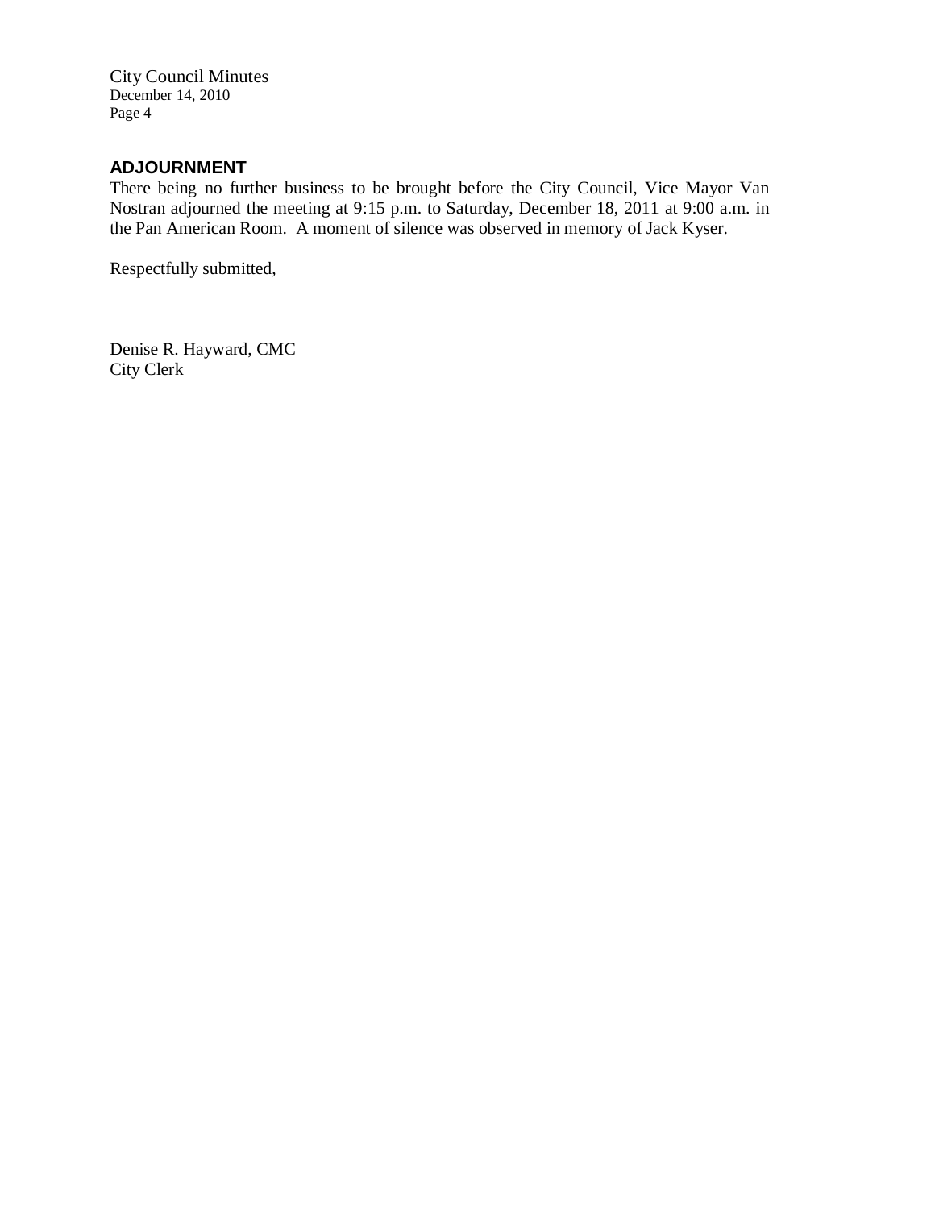## ADJOURNMENT

There being no further business to be brought before the City Council, Vice Mayor Van Nostran adjourned the meeting at 9:15 p.m. to Saturday, December 18, 2011 at 9:00 a.m. in the Pan American Room. A moment of silence was observed in memory of Jack Kyser.

Respectfully submitted,

Denise R. Hayward, CMC
City Clerk